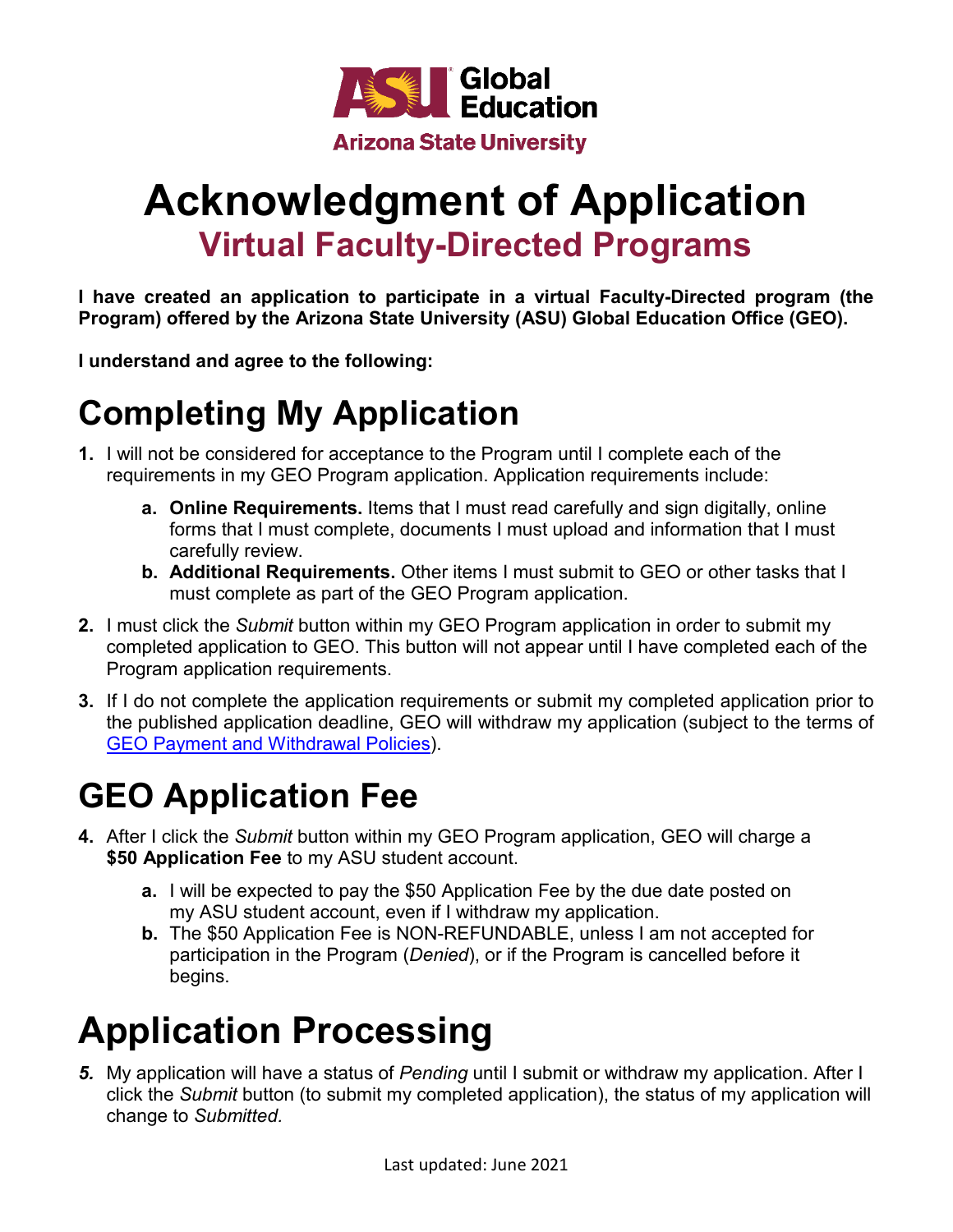ASU Global Education
Arizona State University

# Acknowledgment of Application

## Virtual Faculty-Directed Programs

**I have created an application to participate in a virtual Faculty-Directed program (the Program) offered by the Arizona State University (ASU) Global Education Office (GEO).**

**I understand and agree to the following:**

# Completing My Application

1. I will not be considered for acceptance to the Program until I complete each of the requirements in my GEO Program application. Application requirements include:
   a. **Online Requirements.** Items that I must read carefully and sign digitally, online forms that I must complete, documents I must upload and information that I must carefully review.
   b. **Additional Requirements.** Other items I must submit to GEO or other tasks that I must complete as part of the GEO Program application.
2. I must click the *Submit* button within my GEO Program application in order to submit my completed application to GEO. This button will not appear until I have completed each of the Program application requirements.
3. If I do not complete the application requirements or submit my completed application prior to the published application deadline, GEO will withdraw my application (subject to the terms of GEO Payment and Withdrawal Policies).

# GEO Application Fee

4. After I click the *Submit* button within my GEO Program application, GEO will charge a **$50 Application Fee** to my ASU student account.
   a. I will be expected to pay the $50 Application Fee by the due date posted on my ASU student account, even if I withdraw my application.
   b. The $50 Application Fee is NON-REFUNDABLE, unless I am not accepted for participation in the Program (*Denied*), or if the Program is cancelled before it begins.

# Application Processing

5. My application will have a status of *Pending* until I submit or withdraw my application. After I click the *Submit* button (to submit my completed application), the status of my application will change to *Submitted.*

Last updated: June 2021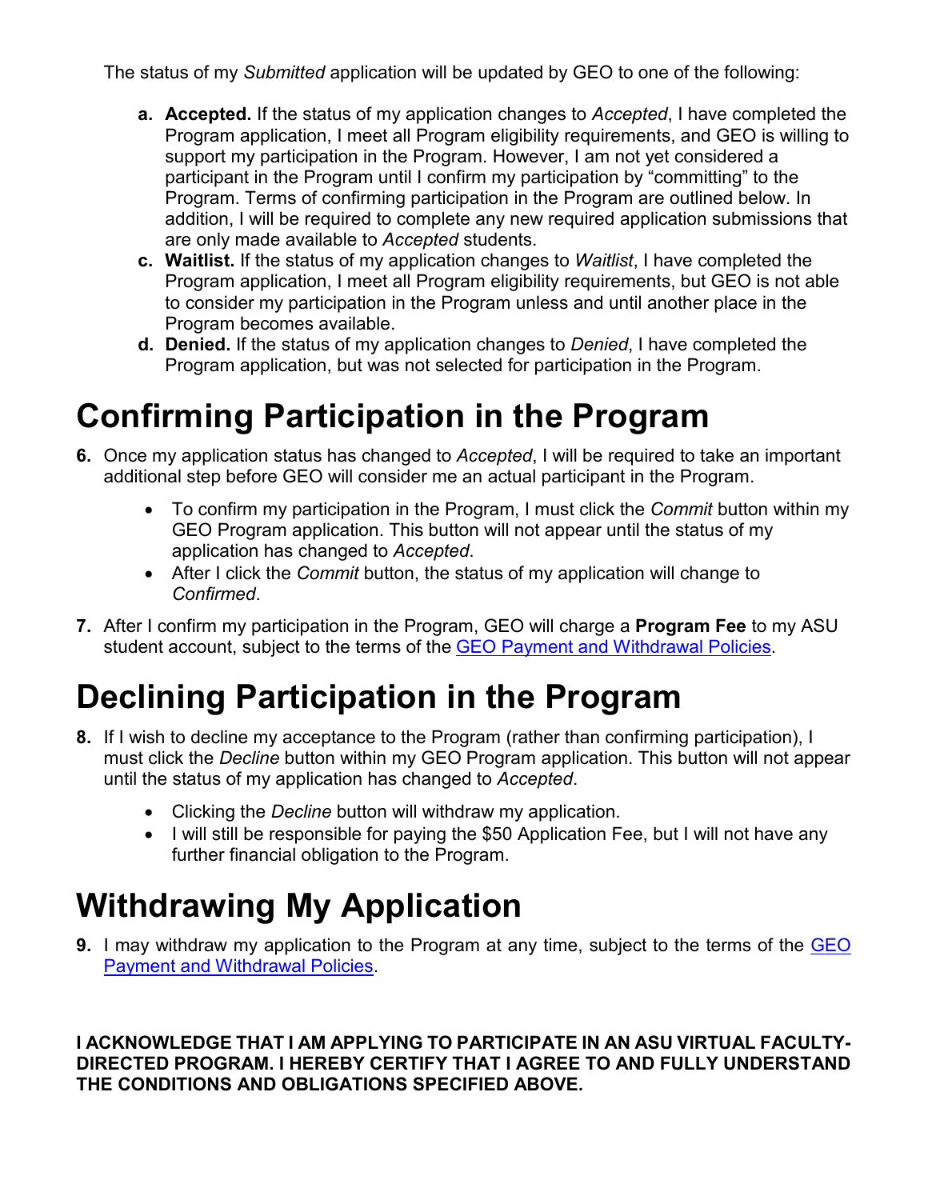The status of my *Submitted* application will be updated by GEO to one of the following:

- **a. Accepted.** If the status of my application changes to *Accepted*, I have completed the Program application, I meet all Program eligibility requirements, and GEO is willing to support my participation in the Program. However, I am not yet considered a participant in the Program until I confirm my participation by "committing" to the Program. Terms of confirming participation in the Program are outlined below. In addition, I will be required to complete any new required application submissions that are only made available to *Accepted* students.
- **c. Waitlist.** If the status of my application changes to *Waitlist*, I have completed the Program application, I meet all Program eligibility requirements, but GEO is not able to consider my participation in the Program unless and until another place in the Program becomes available.
- **d. Denied.** If the status of my application changes to *Denied*, I have completed the Program application, but was not selected for participation in the Program.

# Confirming Participation in the Program

**6.** Once my application status has changed to *Accepted*, I will be required to take an important additional step before GEO will consider me an actual participant in the Program.

- To confirm my participation in the Program, I must click the *Commit* button within my GEO Program application. This button will not appear until the status of my application has changed to *Accepted*.
- After I click the *Commit* button, the status of my application will change to *Confirmed*.

**7.** After I confirm my participation in the Program, GEO will charge a **Program Fee** to my ASU student account, subject to the terms of the GEO Payment and Withdrawal Policies.

# Declining Participation in the Program

**8.** If I wish to decline my acceptance to the Program (rather than confirming participation), I must click the *Decline* button within my GEO Program application. This button will not appear until the status of my application has changed to *Accepted*.

- Clicking the *Decline* button will withdraw my application.
- I will still be responsible for paying the $50 Application Fee, but I will not have any further financial obligation to the Program.

# Withdrawing My Application

**9.** I may withdraw my application to the Program at any time, subject to the terms of the GEO Payment and Withdrawal Policies.

**I ACKNOWLEDGE THAT I AM APPLYING TO PARTICIPATE IN AN ASU VIRTUAL FACULTY-DIRECTED PROGRAM. I HEREBY CERTIFY THAT I AGREE TO AND FULLY UNDERSTAND THE CONDITIONS AND OBLIGATIONS SPECIFIED ABOVE.**